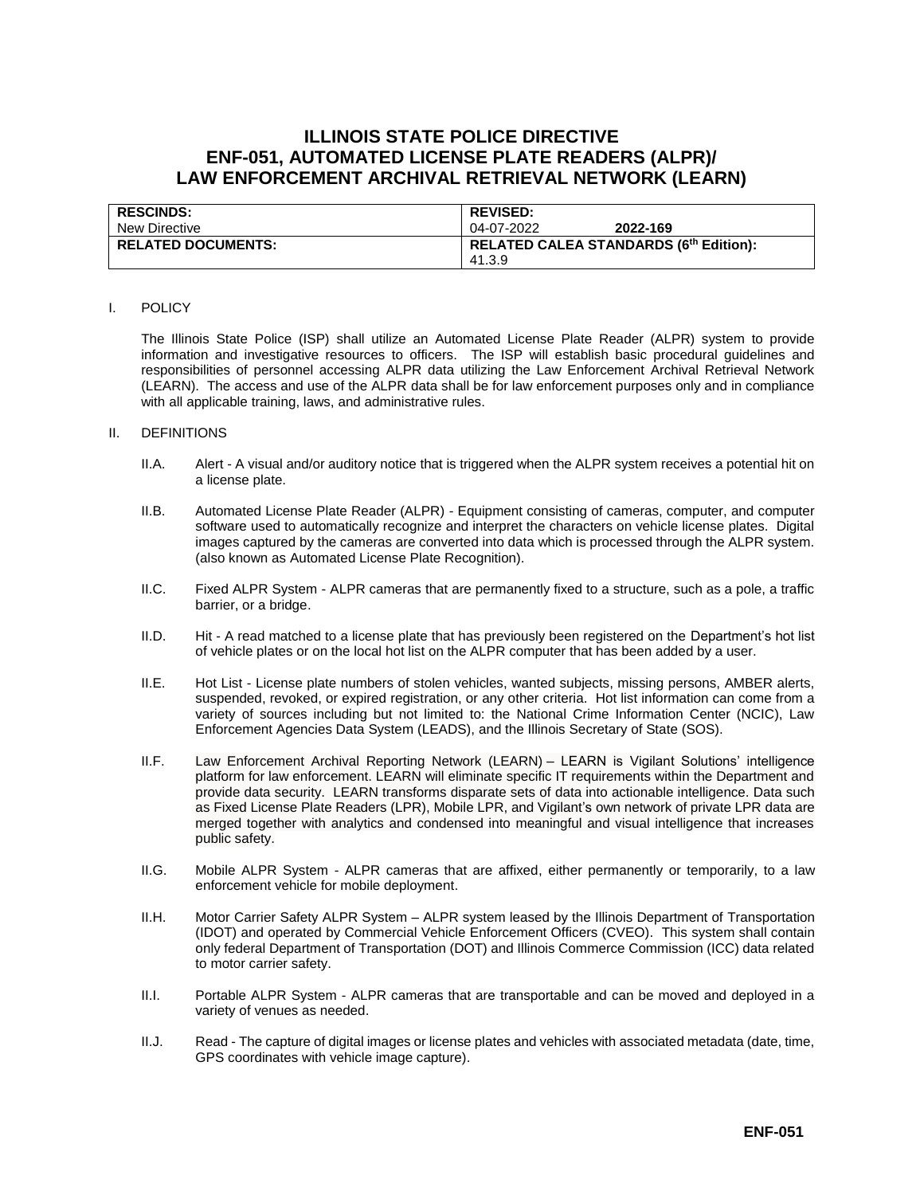# ILLINOIS STATE POLICE DIRECTIVE
# ENF-051, AUTOMATED LICENSE PLATE READERS (ALPR)/ LAW ENFORCEMENT ARCHIVAL RETRIEVAL NETWORK (LEARN)

| **RESCINDS:** | **REVISED:** |
| --- | --- |
| New Directive | 04-07-2022 **2022-169** |
| **RELATED DOCUMENTS:** | **RELATED CALEA STANDARDS (6th Edition):** |
| | 41.3.9 |

I. POLICY

The Illinois State Police (ISP) shall utilize an Automated License Plate Reader (ALPR) system to provide information and investigative resources to officers. The ISP will establish basic procedural guidelines and responsibilities of personnel accessing ALPR data utilizing the Law Enforcement Archival Retrieval Network (LEARN). The access and use of the ALPR data shall be for law enforcement purposes only and in compliance with all applicable training, laws, and administrative rules.

II. DEFINITIONS

II.A. Alert - A visual and/or auditory notice that is triggered when the ALPR system receives a potential hit on a license plate.

II.B. Automated License Plate Reader (ALPR) - Equipment consisting of cameras, computer, and computer software used to automatically recognize and interpret the characters on vehicle license plates. Digital images captured by the cameras are converted into data which is processed through the ALPR system. (also known as Automated License Plate Recognition).

II.C. Fixed ALPR System - ALPR cameras that are permanently fixed to a structure, such as a pole, a traffic barrier, or a bridge.

II.D. Hit - A read matched to a license plate that has previously been registered on the Department's hot list of vehicle plates or on the local hot list on the ALPR computer that has been added by a user.

II.E. Hot List - License plate numbers of stolen vehicles, wanted subjects, missing persons, AMBER alerts, suspended, revoked, or expired registration, or any other criteria. Hot list information can come from a variety of sources including but not limited to: the National Crime Information Center (NCIC), Law Enforcement Agencies Data System (LEADS), and the Illinois Secretary of State (SOS).

II.F. Law Enforcement Archival Reporting Network (LEARN) – LEARN is Vigilant Solutions' intelligence platform for law enforcement. LEARN will eliminate specific IT requirements within the Department and provide data security. LEARN transforms disparate sets of data into actionable intelligence. Data such as Fixed License Plate Readers (LPR), Mobile LPR, and Vigilant's own network of private LPR data are merged together with analytics and condensed into meaningful and visual intelligence that increases public safety.

II.G. Mobile ALPR System - ALPR cameras that are affixed, either permanently or temporarily, to a law enforcement vehicle for mobile deployment.

II.H. Motor Carrier Safety ALPR System – ALPR system leased by the Illinois Department of Transportation (IDOT) and operated by Commercial Vehicle Enforcement Officers (CVEO). This system shall contain only federal Department of Transportation (DOT) and Illinois Commerce Commission (ICC) data related to motor carrier safety.

II.I. Portable ALPR System - ALPR cameras that are transportable and can be moved and deployed in a variety of venues as needed.

II.J. Read - The capture of digital images or license plates and vehicles with associated metadata (date, time, GPS coordinates with vehicle image capture).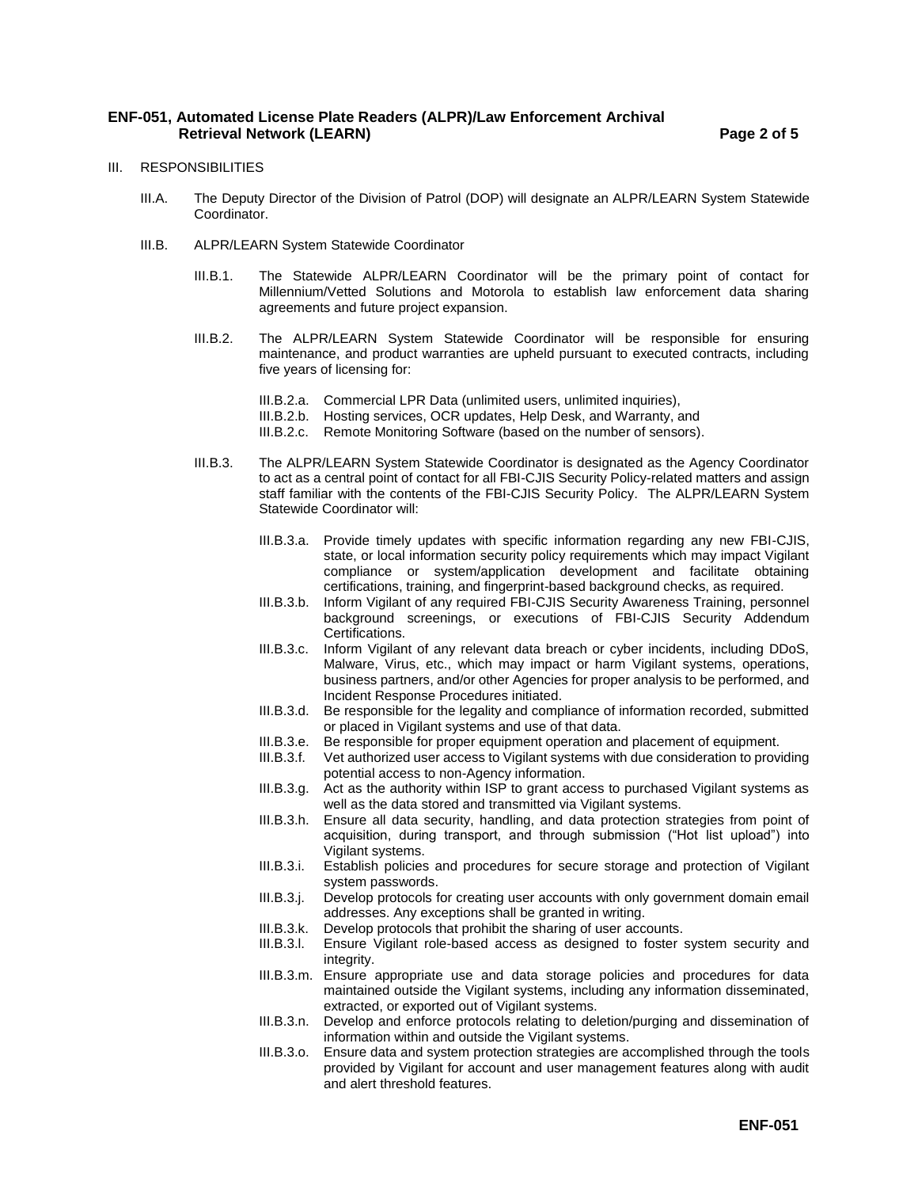III. RESPONSIBILITIES

III.A. The Deputy Director of the Division of Patrol (DOP) will designate an ALPR/LEARN System Statewide Coordinator.

III.B. ALPR/LEARN System Statewide Coordinator

III.B.1. The Statewide ALPR/LEARN Coordinator will be the primary point of contact for Millennium/Vetted Solutions and Motorola to establish law enforcement data sharing agreements and future project expansion.

III.B.2. The ALPR/LEARN System Statewide Coordinator will be responsible for ensuring maintenance, and product warranties are upheld pursuant to executed contracts, including five years of licensing for:

III.B.2.a. Commercial LPR Data (unlimited users, unlimited inquiries),
III.B.2.b. Hosting services, OCR updates, Help Desk, and Warranty, and
III.B.2.c. Remote Monitoring Software (based on the number of sensors).

III.B.3. The ALPR/LEARN System Statewide Coordinator is designated as the Agency Coordinator to act as a central point of contact for all FBI-CJIS Security Policy-related matters and assign staff familiar with the contents of the FBI-CJIS Security Policy. The ALPR/LEARN System Statewide Coordinator will:

III.B.3.a. Provide timely updates with specific information regarding any new FBI-CJIS, state, or local information security policy requirements which may impact Vigilant compliance or system/application development and facilitate obtaining certifications, training, and fingerprint-based background checks, as required.
III.B.3.b. Inform Vigilant of any required FBI-CJIS Security Awareness Training, personnel background screenings, or executions of FBI-CJIS Security Addendum Certifications.
III.B.3.c. Inform Vigilant of any relevant data breach or cyber incidents, including DDoS, Malware, Virus, etc., which may impact or harm Vigilant systems, operations, business partners, and/or other Agencies for proper analysis to be performed, and Incident Response Procedures initiated.
III.B.3.d. Be responsible for the legality and compliance of information recorded, submitted or placed in Vigilant systems and use of that data.
III.B.3.e. Be responsible for proper equipment operation and placement of equipment.
III.B.3.f. Vet authorized user access to Vigilant systems with due consideration to providing potential access to non-Agency information.
III.B.3.g. Act as the authority within ISP to grant access to purchased Vigilant systems as well as the data stored and transmitted via Vigilant systems.
III.B.3.h. Ensure all data security, handling, and data protection strategies from point of acquisition, during transport, and through submission ("Hot list upload") into Vigilant systems.
III.B.3.i. Establish policies and procedures for secure storage and protection of Vigilant system passwords.
III.B.3.j. Develop protocols for creating user accounts with only government domain email addresses. Any exceptions shall be granted in writing.
III.B.3.k. Develop protocols that prohibit the sharing of user accounts.
III.B.3.l. Ensure Vigilant role-based access as designed to foster system security and integrity.
III.B.3.m. Ensure appropriate use and data storage policies and procedures for data maintained outside the Vigilant systems, including any information disseminated, extracted, or exported out of Vigilant systems.
III.B.3.n. Develop and enforce protocols relating to deletion/purging and dissemination of information within and outside the Vigilant systems.
III.B.3.o. Ensure data and system protection strategies are accomplished through the tools provided by Vigilant for account and user management features along with audit and alert threshold features.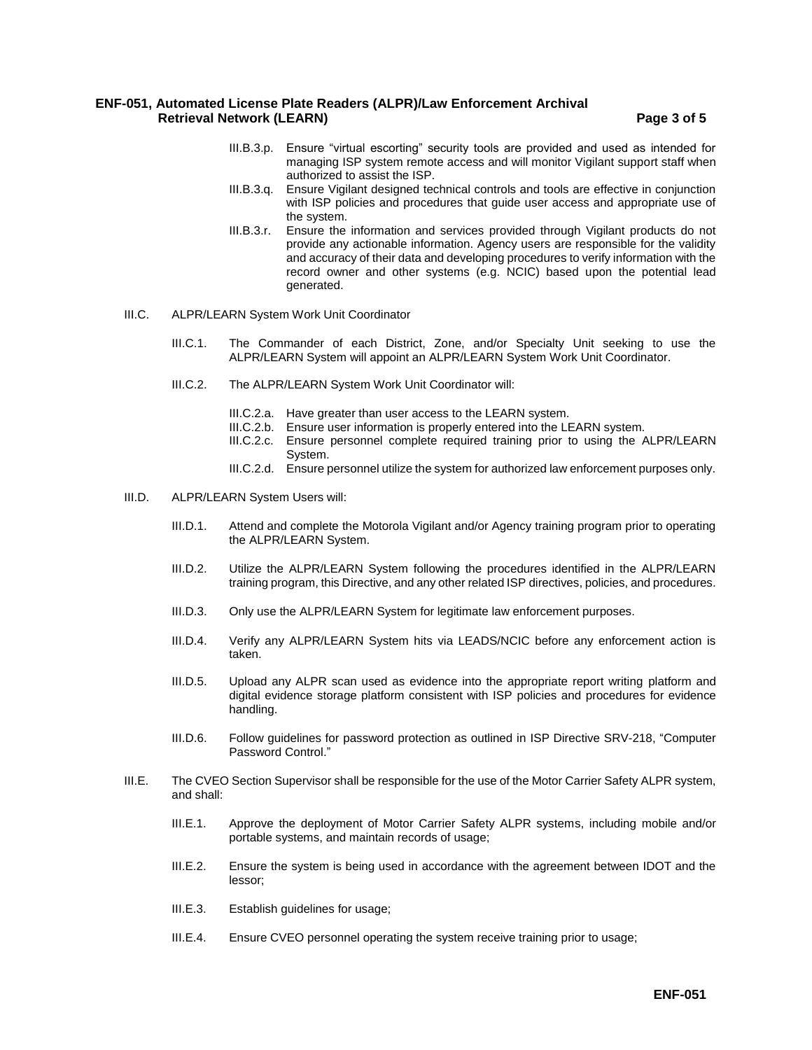III.B.3.p. Ensure "virtual escorting" security tools are provided and used as intended for managing ISP system remote access and will monitor Vigilant support staff when authorized to assist the ISP.

III.B.3.q. Ensure Vigilant designed technical controls and tools are effective in conjunction with ISP policies and procedures that guide user access and appropriate use of the system.

III.B.3.r. Ensure the information and services provided through Vigilant products do not provide any actionable information. Agency users are responsible for the validity and accuracy of their data and developing procedures to verify information with the record owner and other systems (e.g. NCIC) based upon the potential lead generated.

III.C. ALPR/LEARN System Work Unit Coordinator

III.C.1. The Commander of each District, Zone, and/or Specialty Unit seeking to use the ALPR/LEARN System will appoint an ALPR/LEARN System Work Unit Coordinator.

III.C.2. The ALPR/LEARN System Work Unit Coordinator will:

III.C.2.a. Have greater than user access to the LEARN system.

III.C.2.b. Ensure user information is properly entered into the LEARN system.

III.C.2.c. Ensure personnel complete required training prior to using the ALPR/LEARN System.

III.C.2.d. Ensure personnel utilize the system for authorized law enforcement purposes only.

III.D. ALPR/LEARN System Users will:

III.D.1. Attend and complete the Motorola Vigilant and/or Agency training program prior to operating the ALPR/LEARN System.

III.D.2. Utilize the ALPR/LEARN System following the procedures identified in the ALPR/LEARN training program, this Directive, and any other related ISP directives, policies, and procedures.

III.D.3. Only use the ALPR/LEARN System for legitimate law enforcement purposes.

III.D.4. Verify any ALPR/LEARN System hits via LEADS/NCIC before any enforcement action is taken.

III.D.5. Upload any ALPR scan used as evidence into the appropriate report writing platform and digital evidence storage platform consistent with ISP policies and procedures for evidence handling.

III.D.6. Follow guidelines for password protection as outlined in ISP Directive SRV-218, "Computer Password Control."

III.E. The CVEO Section Supervisor shall be responsible for the use of the Motor Carrier Safety ALPR system, and shall:

III.E.1. Approve the deployment of Motor Carrier Safety ALPR systems, including mobile and/or portable systems, and maintain records of usage;

III.E.2. Ensure the system is being used in accordance with the agreement between IDOT and the lessor;

III.E.3. Establish guidelines for usage;

III.E.4. Ensure CVEO personnel operating the system receive training prior to usage;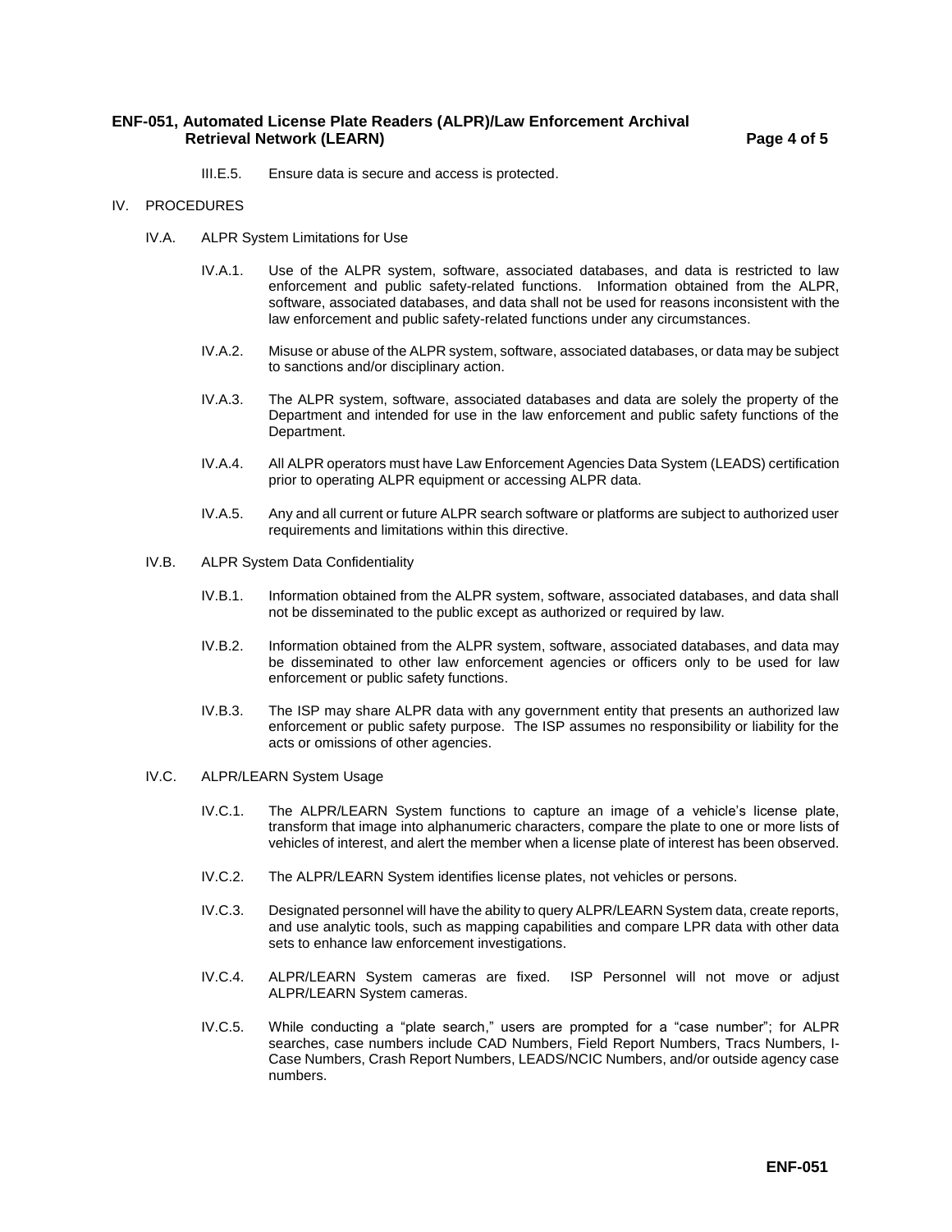III.E.5. Ensure data is secure and access is protected.

## IV. PROCEDURES

### IV.A. ALPR System Limitations for Use

IV.A.1. Use of the ALPR system, software, associated databases, and data is restricted to law enforcement and public safety-related functions. Information obtained from the ALPR, software, associated databases, and data shall not be used for reasons inconsistent with the law enforcement and public safety-related functions under any circumstances.

IV.A.2. Misuse or abuse of the ALPR system, software, associated databases, or data may be subject to sanctions and/or disciplinary action.

IV.A.3. The ALPR system, software, associated databases and data are solely the property of the Department and intended for use in the law enforcement and public safety functions of the Department.

IV.A.4. All ALPR operators must have Law Enforcement Agencies Data System (LEADS) certification prior to operating ALPR equipment or accessing ALPR data.

IV.A.5. Any and all current or future ALPR search software or platforms are subject to authorized user requirements and limitations within this directive.

### IV.B. ALPR System Data Confidentiality

IV.B.1. Information obtained from the ALPR system, software, associated databases, and data shall not be disseminated to the public except as authorized or required by law.

IV.B.2. Information obtained from the ALPR system, software, associated databases, and data may be disseminated to other law enforcement agencies or officers only to be used for law enforcement or public safety functions.

IV.B.3. The ISP may share ALPR data with any government entity that presents an authorized law enforcement or public safety purpose. The ISP assumes no responsibility or liability for the acts or omissions of other agencies.

### IV.C. ALPR/LEARN System Usage

IV.C.1. The ALPR/LEARN System functions to capture an image of a vehicle's license plate, transform that image into alphanumeric characters, compare the plate to one or more lists of vehicles of interest, and alert the member when a license plate of interest has been observed.

IV.C.2. The ALPR/LEARN System identifies license plates, not vehicles or persons.

IV.C.3. Designated personnel will have the ability to query ALPR/LEARN System data, create reports, and use analytic tools, such as mapping capabilities and compare LPR data with other data sets to enhance law enforcement investigations.

IV.C.4. ALPR/LEARN System cameras are fixed. ISP Personnel will not move or adjust ALPR/LEARN System cameras.

IV.C.5. While conducting a "plate search," users are prompted for a "case number"; for ALPR searches, case numbers include CAD Numbers, Field Report Numbers, Tracs Numbers, I-Case Numbers, Crash Report Numbers, LEADS/NCIC Numbers, and/or outside agency case numbers.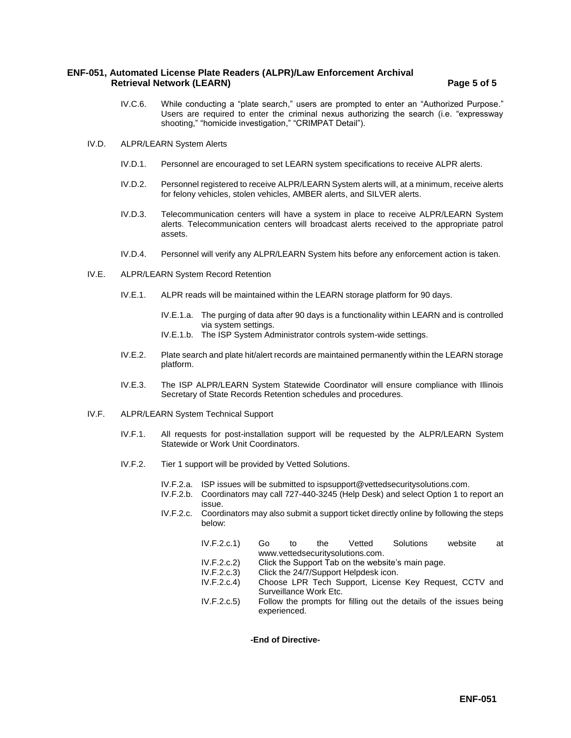IV.C.6. While conducting a "plate search," users are prompted to enter an "Authorized Purpose." Users are required to enter the criminal nexus authorizing the search (i.e. "expressway shooting," "homicide investigation," "CRIMPAT Detail").

IV.D. ALPR/LEARN System Alerts

IV.D.1. Personnel are encouraged to set LEARN system specifications to receive ALPR alerts.

IV.D.2. Personnel registered to receive ALPR/LEARN System alerts will, at a minimum, receive alerts for felony vehicles, stolen vehicles, AMBER alerts, and SILVER alerts.

IV.D.3. Telecommunication centers will have a system in place to receive ALPR/LEARN System alerts. Telecommunication centers will broadcast alerts received to the appropriate patrol assets.

IV.D.4. Personnel will verify any ALPR/LEARN System hits before any enforcement action is taken.

IV.E. ALPR/LEARN System Record Retention

IV.E.1. ALPR reads will be maintained within the LEARN storage platform for 90 days.

IV.E.1.a. The purging of data after 90 days is a functionality within LEARN and is controlled via system settings.

IV.E.1.b. The ISP System Administrator controls system-wide settings.

IV.E.2. Plate search and plate hit/alert records are maintained permanently within the LEARN storage platform.

IV.E.3. The ISP ALPR/LEARN System Statewide Coordinator will ensure compliance with Illinois Secretary of State Records Retention schedules and procedures.

IV.F. ALPR/LEARN System Technical Support

IV.F.1. All requests for post-installation support will be requested by the ALPR/LEARN System Statewide or Work Unit Coordinators.

IV.F.2. Tier 1 support will be provided by Vetted Solutions.

IV.F.2.a. ISP issues will be submitted to ispsupport@vettedsecuritysolutions.com.

IV.F.2.b. Coordinators may call 727-440-3245 (Help Desk) and select Option 1 to report an issue.

IV.F.2.c. Coordinators may also submit a support ticket directly online by following the steps below:

IV.F.2.c.1) Go to the Vetted Solutions website at www.vettedsecuritysolutions.com.

IV.F.2.c.2) Click the Support Tab on the website's main page.

IV.F.2.c.3) Click the 24/7/Support Helpdesk icon.

IV.F.2.c.4) Choose LPR Tech Support, License Key Request, CCTV and Surveillance Work Etc.

IV.F.2.c.5) Follow the prompts for filling out the details of the issues being experienced.

**-End of Directive-**